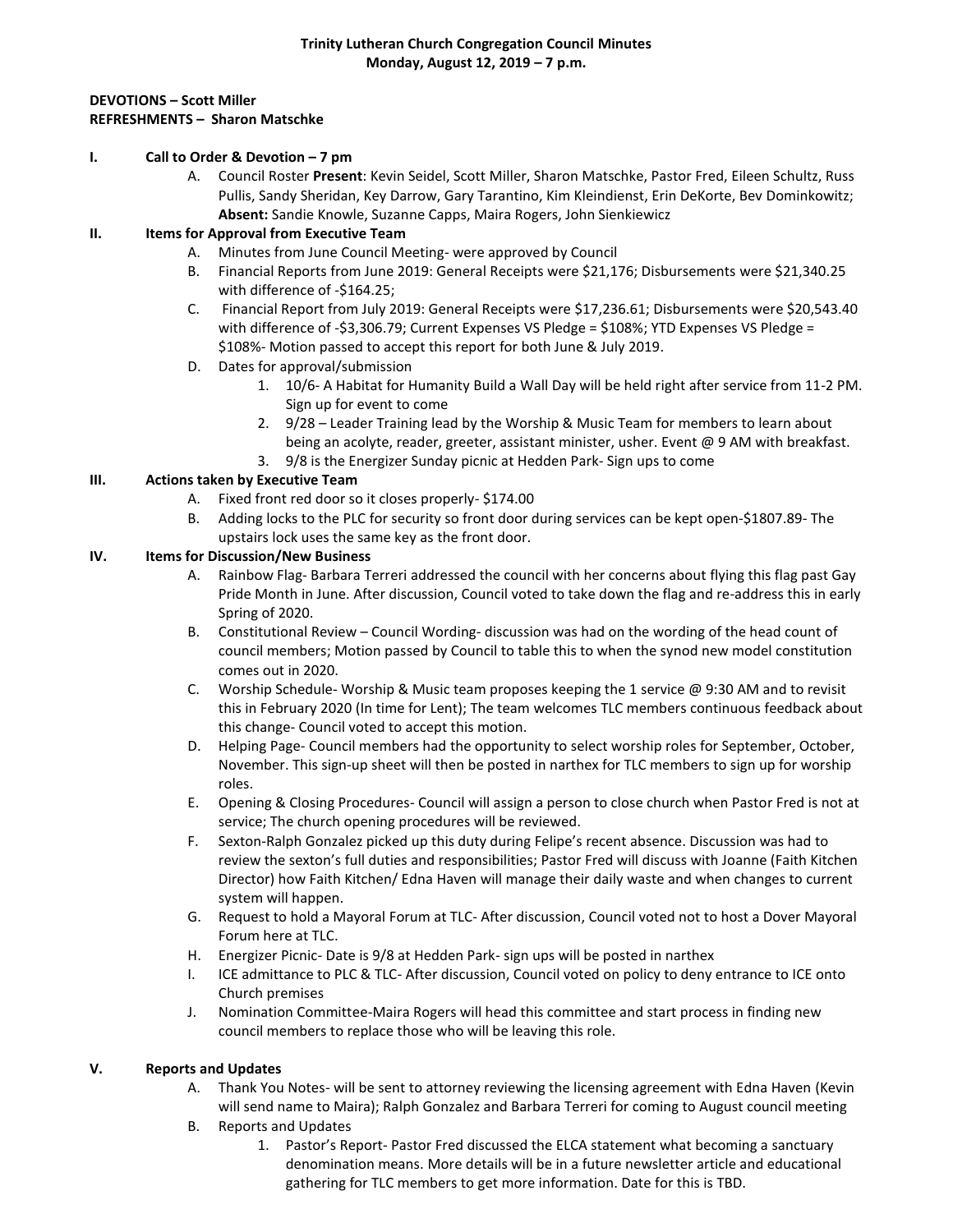**Trinity Lutheran Church Congregation Council Minutes**
**Monday, August 12, 2019 – 7 p.m.**

**DEVOTIONS – Scott Miller**
**REFRESHMENTS – Sharon Matschke**

**I. Call to Order & Devotion – 7 pm**

A. Council Roster **Present**: Kevin Seidel, Scott Miller, Sharon Matschke, Pastor Fred, Eileen Schultz, Russ Pullis, Sandy Sheridan, Key Darrow, Gary Tarantino, Kim Kleindienst, Erin DeKorte, Bev Dominkowitz; **Absent:** Sandie Knowle, Suzanne Capps, Maira Rogers, John Sienkiewicz

**II. Items for Approval from Executive Team**

A. Minutes from June Council Meeting- were approved by Council

B. Financial Reports from June 2019: General Receipts were $21,176; Disbursements were $21,340.25 with difference of -$164.25;

C. Financial Report from July 2019: General Receipts were $17,236.61; Disbursements were $20,543.40 with difference of -$3,306.79; Current Expenses VS Pledge = $108%; YTD Expenses VS Pledge = $108%- Motion passed to accept this report for both June & July 2019.

D. Dates for approval/submission

1. 10/6- A Habitat for Humanity Build a Wall Day will be held right after service from 11-2 PM. Sign up for event to come
2. 9/28 – Leader Training lead by the Worship & Music Team for members to learn about being an acolyte, reader, greeter, assistant minister, usher. Event @ 9 AM with breakfast.
3. 9/8 is the Energizer Sunday picnic at Hedden Park- Sign ups to come

**III. Actions taken by Executive Team**

A. Fixed front red door so it closes properly- $174.00

B. Adding locks to the PLC for security so front door during services can be kept open-$1807.89- The upstairs lock uses the same key as the front door.

**IV. Items for Discussion/New Business**

A. Rainbow Flag- Barbara Terreri addressed the council with her concerns about flying this flag past Gay Pride Month in June. After discussion, Council voted to take down the flag and re-address this in early Spring of 2020.

B. Constitutional Review – Council Wording- discussion was had on the wording of the head count of council members; Motion passed by Council to table this to when the synod new model constitution comes out in 2020.

C. Worship Schedule- Worship & Music team proposes keeping the 1 service @ 9:30 AM and to revisit this in February 2020 (In time for Lent); The team welcomes TLC members continuous feedback about this change- Council voted to accept this motion.

D. Helping Page- Council members had the opportunity to select worship roles for September, October, November. This sign-up sheet will then be posted in narthex for TLC members to sign up for worship roles.

E. Opening & Closing Procedures- Council will assign a person to close church when Pastor Fred is not at service; The church opening procedures will be reviewed.

F. Sexton-Ralph Gonzalez picked up this duty during Felipe's recent absence. Discussion was had to review the sexton's full duties and responsibilities; Pastor Fred will discuss with Joanne (Faith Kitchen Director) how Faith Kitchen/ Edna Haven will manage their daily waste and when changes to current system will happen.

G. Request to hold a Mayoral Forum at TLC- After discussion, Council voted not to host a Dover Mayoral Forum here at TLC.

H. Energizer Picnic- Date is 9/8 at Hedden Park- sign ups will be posted in narthex

I. ICE admittance to PLC & TLC- After discussion, Council voted on policy to deny entrance to ICE onto Church premises

J. Nomination Committee-Maira Rogers will head this committee and start process in finding new council members to replace those who will be leaving this role.

**V. Reports and Updates**

A. Thank You Notes- will be sent to attorney reviewing the licensing agreement with Edna Haven (Kevin will send name to Maira); Ralph Gonzalez and Barbara Terreri for coming to August council meeting

B. Reports and Updates

1. Pastor's Report- Pastor Fred discussed the ELCA statement what becoming a sanctuary denomination means. More details will be in a future newsletter article and educational gathering for TLC members to get more information. Date for this is TBD.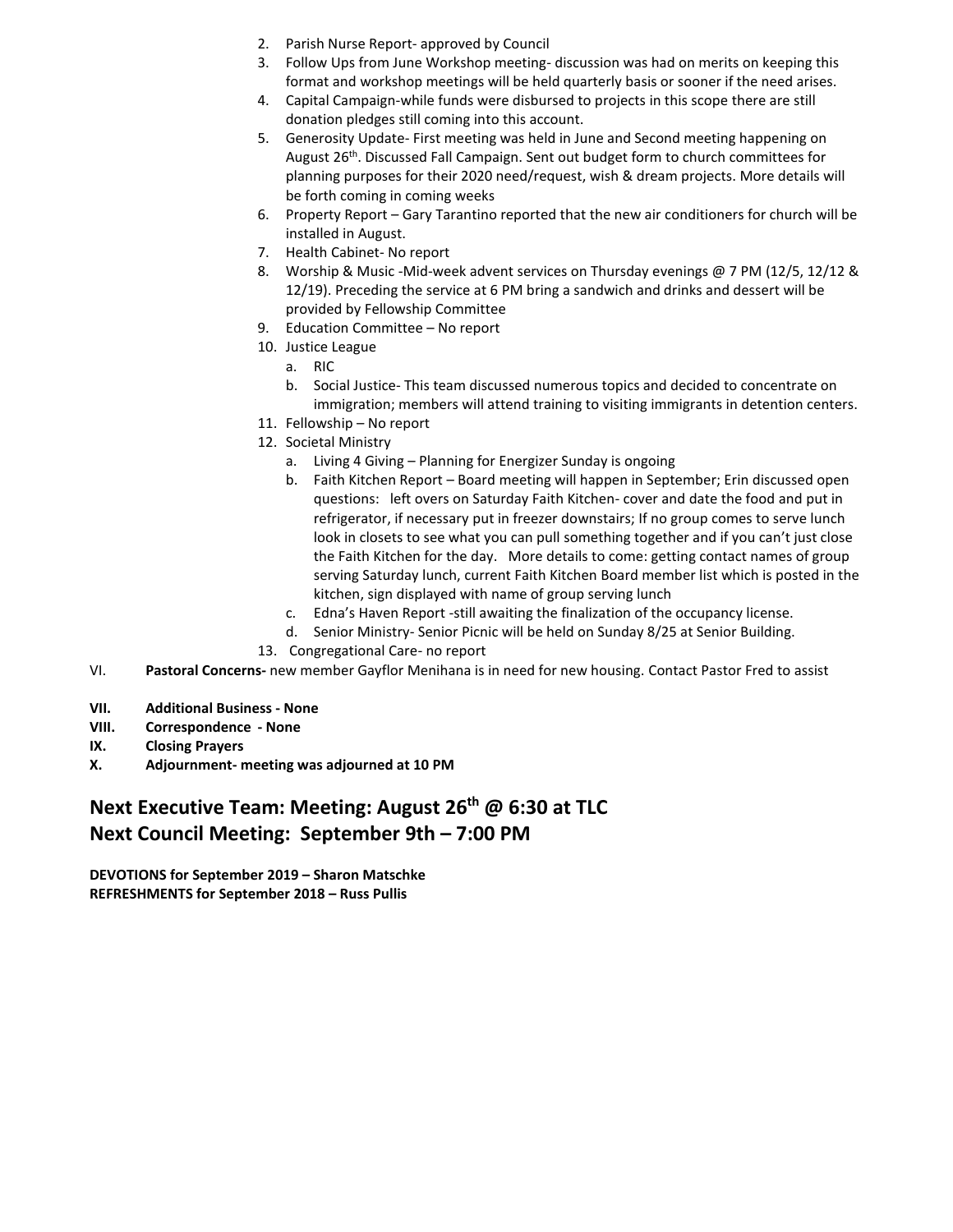2. Parish Nurse Report- approved by Council
3. Follow Ups from June Workshop meeting- discussion was had on merits on keeping this format and workshop meetings will be held quarterly basis or sooner if the need arises.
4. Capital Campaign-while funds were disbursed to projects in this scope there are still donation pledges still coming into this account.
5. Generosity Update- First meeting was held in June and Second meeting happening on August 26th. Discussed Fall Campaign. Sent out budget form to church committees for planning purposes for their 2020 need/request, wish & dream projects. More details will be forth coming in coming weeks
6. Property Report – Gary Tarantino reported that the new air conditioners for church will be installed in August.
7. Health Cabinet- No report
8. Worship & Music -Mid-week advent services on Thursday evenings @ 7 PM (12/5, 12/12 & 12/19). Preceding the service at 6 PM bring a sandwich and drinks and dessert will be provided by Fellowship Committee
9. Education Committee – No report
10. Justice League
    a. RIC
    b. Social Justice- This team discussed numerous topics and decided to concentrate on immigration; members will attend training to visiting immigrants in detention centers.
11. Fellowship – No report
12. Societal Ministry
    a. Living 4 Giving – Planning for Energizer Sunday is ongoing
    b. Faith Kitchen Report – Board meeting will happen in September; Erin discussed open questions: left overs on Saturday Faith Kitchen- cover and date the food and put in refrigerator, if necessary put in freezer downstairs; If no group comes to serve lunch look in closets to see what you can pull something together and if you can't just close the Faith Kitchen for the day. More details to come: getting contact names of group serving Saturday lunch, current Faith Kitchen Board member list which is posted in the kitchen, sign displayed with name of group serving lunch
    c. Edna's Haven Report -still awaiting the finalization of the occupancy license.
    d. Senior Ministry- Senior Picnic will be held on Sunday 8/25 at Senior Building.
13. Congregational Care- no report

VI. **Pastoral Concerns-** new member Gayflor Menihana is in need for new housing. Contact Pastor Fred to assist

**VII. Additional Business - None**

**VIII. Correspondence - None**

**IX. Closing Prayers**

**X. Adjournment- meeting was adjourned at 10 PM**

## Next Executive Team: Meeting: August 26th @ 6:30 at TLC
## Next Council Meeting: September 9th – 7:00 PM

**DEVOTIONS for September 2019 – Sharon Matschke**
**REFRESHMENTS for September 2018 – Russ Pullis**